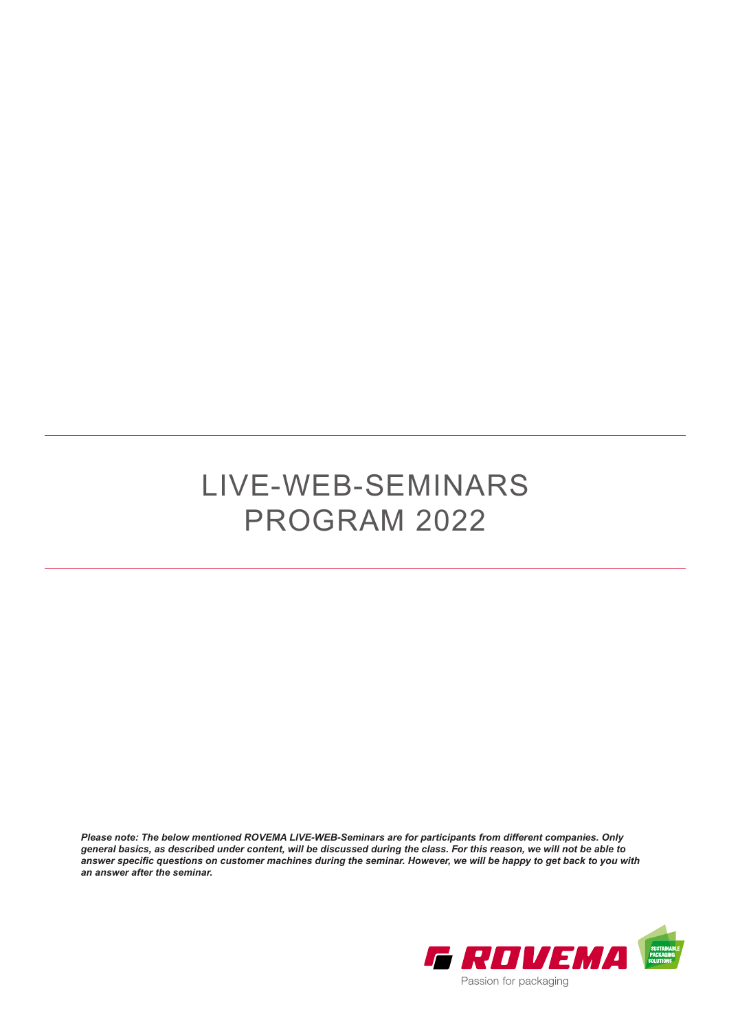# LIVE-WEB-SEMINARS PROGRAM 2022

***Please note: The below mentioned ROVEMA LIVE-WEB-Seminars are for participants from different companies. Only general basics, as described under content, will be discussed during the class. For this reason, we will not be able to answer specific questions on customer machines during the seminar. However, we will be happy to get back to you with an answer after the seminar.***

ROVEMA

Passion for packaging

SUSTAINABLE PACKAGING SOLUTIONS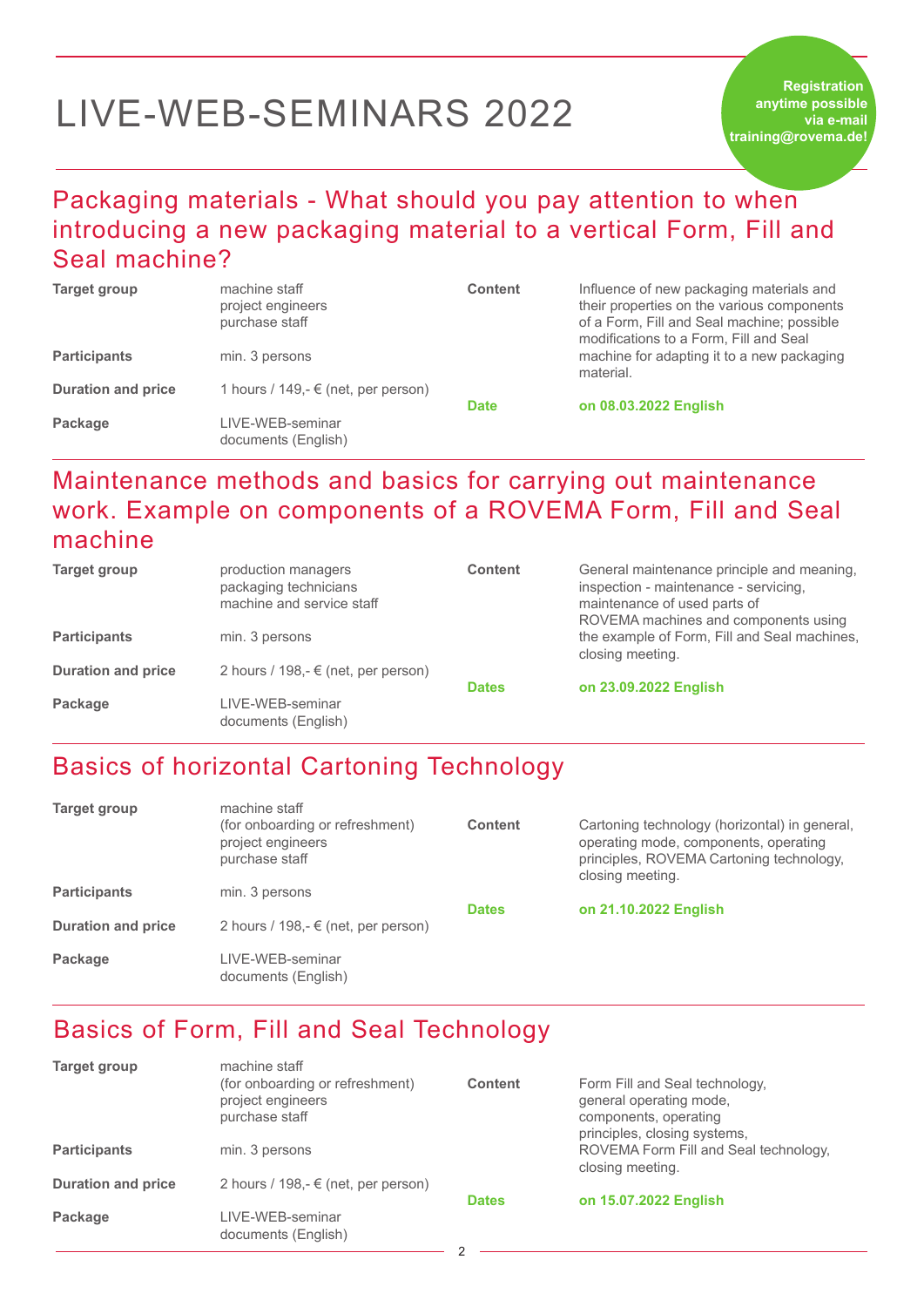# LIVE-WEB-SEMINARS 2022

**Registration anytime possible via e-mail training@rovema.de!**

## Packaging materials - What should you pay attention to when introducing a new packaging material to a vertical Form, Fill and Seal machine?

**Target group**
machine staff
project engineers
purchase staff

**Participants**
min. 3 persons

**Duration and price**
1 hours / 149,- € (net, per person)

**Package**
LIVE-WEB-seminar
documents (English)

**Content**
Influence of new packaging materials and their properties on the various components of a Form, Fill and Seal machine; possible modifications to a Form, Fill and Seal machine for adapting it to a new packaging material.

**Date**
**on 08.03.2022 English**

## Maintenance methods and basics for carrying out maintenance work. Example on components of a ROVEMA Form, Fill and Seal machine

**Target group**
production managers
packaging technicians
machine and service staff

**Participants**
min. 3 persons

**Duration and price**
2 hours / 198,- € (net, per person)

**Package**
LIVE-WEB-seminar
documents (English)

**Content**
General maintenance principle and meaning, inspection - maintenance - servicing, maintenance of used parts of ROVEMA machines and components using the example of Form, Fill and Seal machines, closing meeting.

**Dates**
**on 23.09.2022 English**

## Basics of horizontal Cartoning Technology

**Target group**
machine staff
(for onboarding or refreshment)
project engineers
purchase staff

**Participants**
min. 3 persons

**Duration and price**
2 hours / 198,- € (net, per person)

**Package**
LIVE-WEB-seminar
documents (English)

**Content**
Cartoning technology (horizontal) in general, operating mode, components, operating principles, ROVEMA Cartoning technology, closing meeting.

**Dates**
**on 21.10.2022 English**

## Basics of Form, Fill and Seal Technology

**Target group**
machine staff
(for onboarding or refreshment)
project engineers
purchase staff

**Participants**
min. 3 persons

**Duration and price**
2 hours / 198,- € (net, per person)

**Package**
LIVE-WEB-seminar
documents (English)

**Content**
Form Fill and Seal technology, general operating mode, components, operating principles, closing systems, ROVEMA Form Fill and Seal technology, closing meeting.

**Dates**
**on 15.07.2022 English**